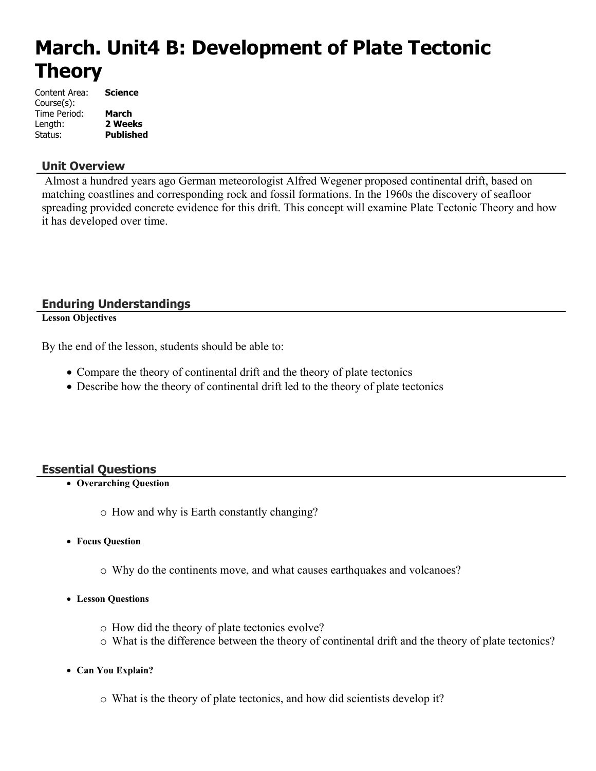# March. Unit4 B: Development of Plate Tectonic Theory

Content Area: **Science**
Course(s):
Time Period: **March**
Length: **2 Weeks**
Status: **Published**

## Unit Overview

Almost a hundred years ago German meteorologist Alfred Wegener proposed continental drift, based on matching coastlines and corresponding rock and fossil formations. In the 1960s the discovery of seafloor spreading provided concrete evidence for this drift. This concept will examine Plate Tectonic Theory and how it has developed over time.

## Enduring Understandings

**Lesson Objectives**

By the end of the lesson, students should be able to:

- Compare the theory of continental drift and the theory of plate tectonics
- Describe how the theory of continental drift led to the theory of plate tectonics

## Essential Questions

- **Overarching Question**
  - How and why is Earth constantly changing?
- **Focus Question**
  - Why do the continents move, and what causes earthquakes and volcanoes?
- **Lesson Questions**
  - How did the theory of plate tectonics evolve?
  - What is the difference between the theory of continental drift and the theory of plate tectonics?
- **Can You Explain?**
  - What is the theory of plate tectonics, and how did scientists develop it?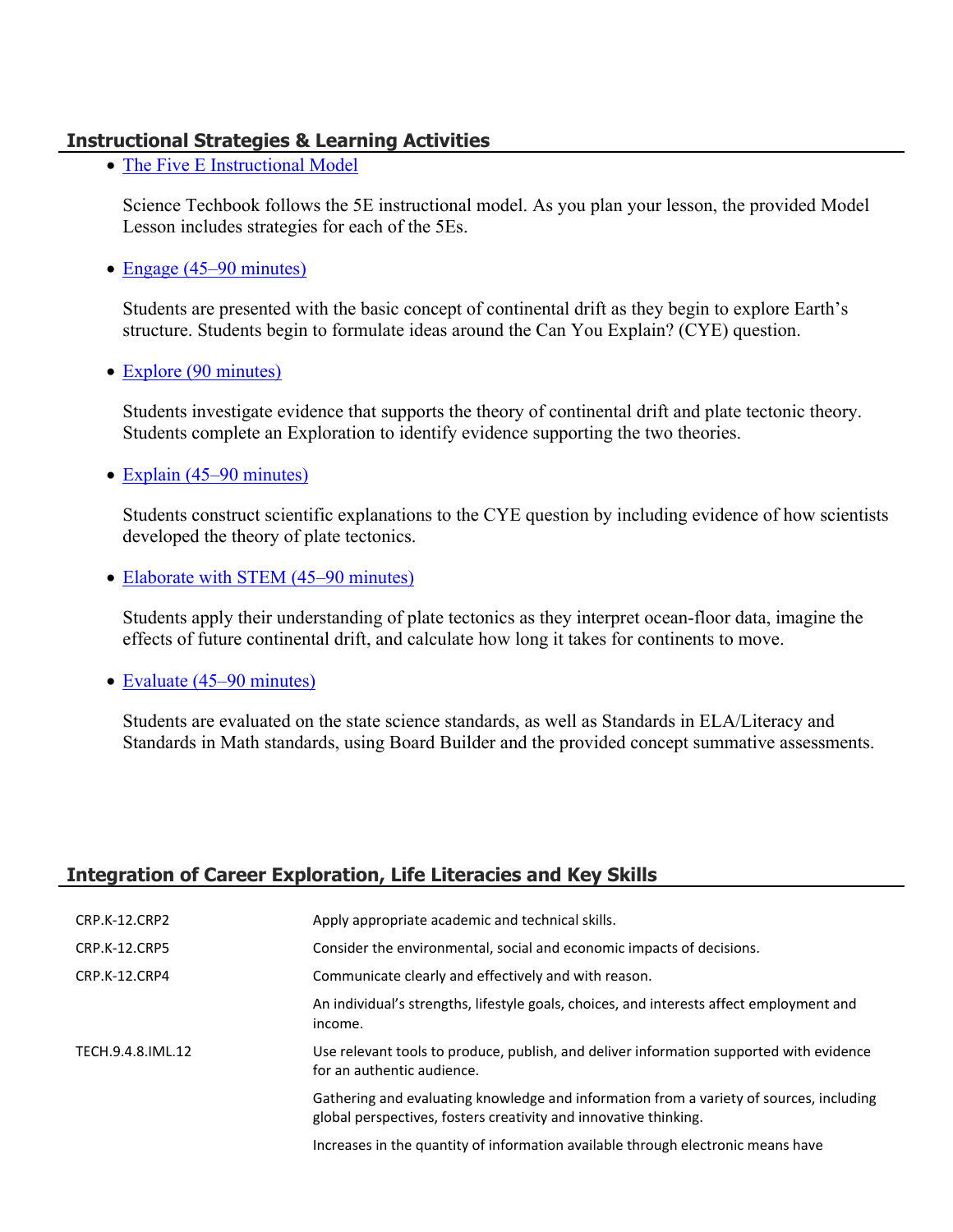## Instructional Strategies & Learning Activities

- The Five E Instructional Model

  Science Techbook follows the 5E instructional model. As you plan your lesson, the provided Model Lesson includes strategies for each of the 5Es.

- Engage (45–90 minutes)

  Students are presented with the basic concept of continental drift as they begin to explore Earth's structure. Students begin to formulate ideas around the Can You Explain? (CYE) question.

- Explore (90 minutes)

  Students investigate evidence that supports the theory of continental drift and plate tectonic theory. Students complete an Exploration to identify evidence supporting the two theories.

- Explain (45–90 minutes)

  Students construct scientific explanations to the CYE question by including evidence of how scientists developed the theory of plate tectonics.

- Elaborate with STEM (45–90 minutes)

  Students apply their understanding of plate tectonics as they interpret ocean-floor data, imagine the effects of future continental drift, and calculate how long it takes for continents to move.

- Evaluate (45–90 minutes)

  Students are evaluated on the state science standards, as well as Standards in ELA/Literacy and Standards in Math standards, using Board Builder and the provided concept summative assessments.

## Integration of Career Exploration, Life Literacies and Key Skills

| | |
|---|---|
| CRP.K-12.CRP2 | Apply appropriate academic and technical skills. |
| CRP.K-12.CRP5 | Consider the environmental, social and economic impacts of decisions. |
| CRP.K-12.CRP4 | Communicate clearly and effectively and with reason. |
| | An individual's strengths, lifestyle goals, choices, and interests affect employment and income. |
| TECH.9.4.8.IML.12 | Use relevant tools to produce, publish, and deliver information supported with evidence for an authentic audience. |
| | Gathering and evaluating knowledge and information from a variety of sources, including global perspectives, fosters creativity and innovative thinking. |
| | Increases in the quantity of information available through electronic means have |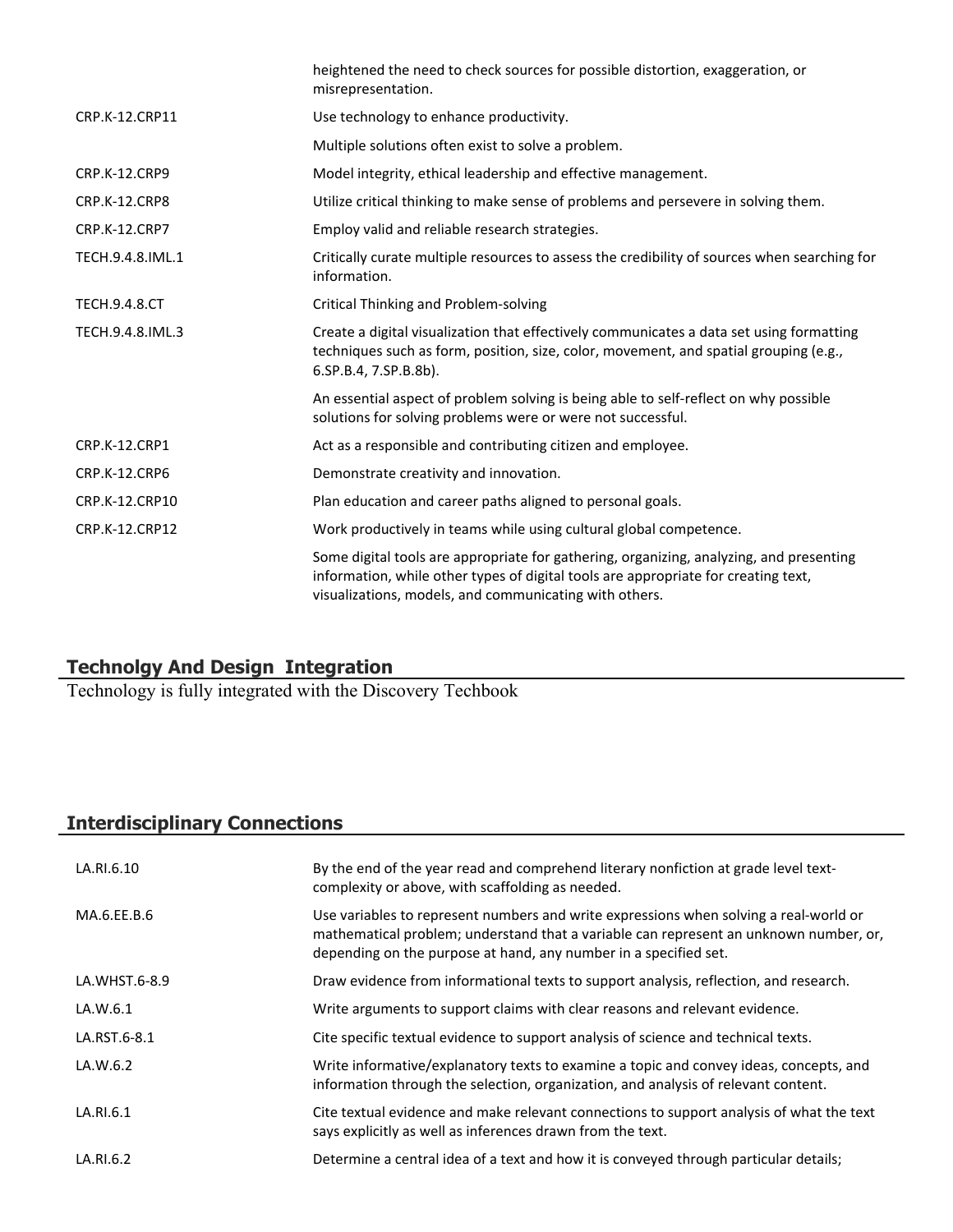| | |
|---|---|
| | heightened the need to check sources for possible distortion, exaggeration, or misrepresentation. |
| CRP.K-12.CRP11 | Use technology to enhance productivity. |
| | Multiple solutions often exist to solve a problem. |
| CRP.K-12.CRP9 | Model integrity, ethical leadership and effective management. |
| CRP.K-12.CRP8 | Utilize critical thinking to make sense of problems and persevere in solving them. |
| CRP.K-12.CRP7 | Employ valid and reliable research strategies. |
| TECH.9.4.8.IML.1 | Critically curate multiple resources to assess the credibility of sources when searching for information. |
| TECH.9.4.8.CT | Critical Thinking and Problem-solving |
| TECH.9.4.8.IML.3 | Create a digital visualization that effectively communicates a data set using formatting techniques such as form, position, size, color, movement, and spatial grouping (e.g., 6.SP.B.4, 7.SP.B.8b). |
| | An essential aspect of problem solving is being able to self-reflect on why possible solutions for solving problems were or were not successful. |
| CRP.K-12.CRP1 | Act as a responsible and contributing citizen and employee. |
| CRP.K-12.CRP6 | Demonstrate creativity and innovation. |
| CRP.K-12.CRP10 | Plan education and career paths aligned to personal goals. |
| CRP.K-12.CRP12 | Work productively in teams while using cultural global competence. |
| | Some digital tools are appropriate for gathering, organizing, analyzing, and presenting information, while other types of digital tools are appropriate for creating text, visualizations, models, and communicating with others. |

## Technolgy And Design Integration

Technology is fully integrated with the Discovery Techbook

## Interdisciplinary Connections

| | |
|---|---|
| LA.RI.6.10 | By the end of the year read and comprehend literary nonfiction at grade level text-complexity or above, with scaffolding as needed. |
| MA.6.EE.B.6 | Use variables to represent numbers and write expressions when solving a real-world or mathematical problem; understand that a variable can represent an unknown number, or, depending on the purpose at hand, any number in a specified set. |
| LA.WHST.6-8.9 | Draw evidence from informational texts to support analysis, reflection, and research. |
| LA.W.6.1 | Write arguments to support claims with clear reasons and relevant evidence. |
| LA.RST.6-8.1 | Cite specific textual evidence to support analysis of science and technical texts. |
| LA.W.6.2 | Write informative/explanatory texts to examine a topic and convey ideas, concepts, and information through the selection, organization, and analysis of relevant content. |
| LA.RI.6.1 | Cite textual evidence and make relevant connections to support analysis of what the text says explicitly as well as inferences drawn from the text. |
| LA.RI.6.2 | Determine a central idea of a text and how it is conveyed through particular details; |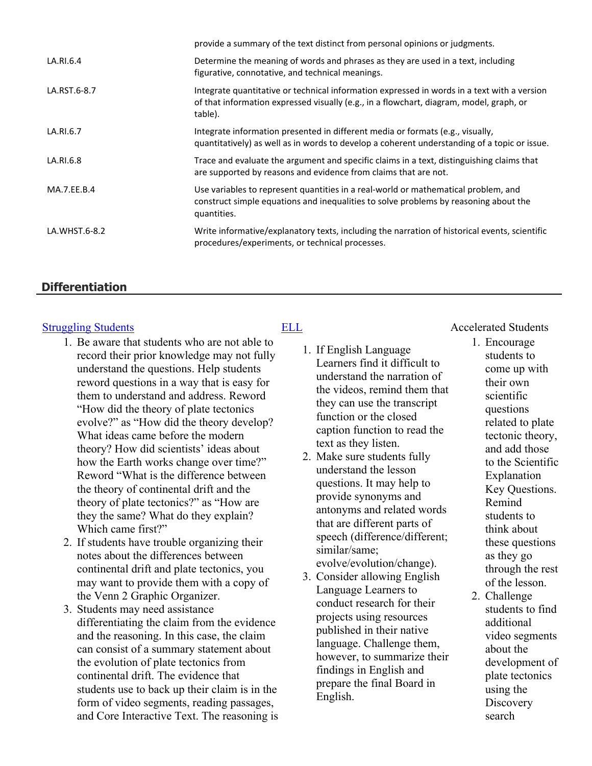| | |
|---|---|
| | provide a summary of the text distinct from personal opinions or judgments. |
| LA.RI.6.4 | Determine the meaning of words and phrases as they are used in a text, including figurative, connotative, and technical meanings. |
| LA.RST.6-8.7 | Integrate quantitative or technical information expressed in words in a text with a version of that information expressed visually (e.g., in a flowchart, diagram, model, graph, or table). |
| LA.RI.6.7 | Integrate information presented in different media or formats (e.g., visually, quantitatively) as well as in words to develop a coherent understanding of a topic or issue. |
| LA.RI.6.8 | Trace and evaluate the argument and specific claims in a text, distinguishing claims that are supported by reasons and evidence from claims that are not. |
| MA.7.EE.B.4 | Use variables to represent quantities in a real-world or mathematical problem, and construct simple equations and inequalities to solve problems by reasoning about the quantities. |
| LA.WHST.6-8.2 | Write informative/explanatory texts, including the narration of historical events, scientific procedures/experiments, or technical processes. |

## Differentiation

[Struggling Students]

1. Be aware that students who are not able to record their prior knowledge may not fully understand the questions. Help students reword questions in a way that is easy for them to understand and address. Reword "How did the theory of plate tectonics evolve?" as "How did the theory develop? What ideas came before the modern theory? How did scientists' ideas about how the Earth works change over time?" Reword "What is the difference between the theory of continental drift and the theory of plate tectonics?" as "How are they the same? What do they explain? Which came first?"
2. If students have trouble organizing their notes about the differences between continental drift and plate tectonics, you may want to provide them with a copy of the Venn 2 Graphic Organizer.
3. Students may need assistance differentiating the claim from the evidence and the reasoning. In this case, the claim can consist of a summary statement about the evolution of plate tectonics from continental drift. The evidence that students use to back up their claim is in the form of video segments, reading passages, and Core Interactive Text. The reasoning is

[ELL]

1. If English Language Learners find it difficult to understand the narration of the videos, remind them that they can use the transcript function or the closed caption function to read the text as they listen.
2. Make sure students fully understand the lesson questions. It may help to provide synonyms and antonyms and related words that are different parts of speech (difference/different; similar/same; evolve/evolution/change).
3. Consider allowing English Language Learners to conduct research for their projects using resources published in their native language. Challenge them, however, to summarize their findings in English and prepare the final Board in English.

Accelerated Students

1. Encourage students to come up with their own scientific questions related to plate tectonic theory, and add those to the Scientific Explanation Key Questions. Remind students to think about these questions as they go through the rest of the lesson.
2. Challenge students to find additional video segments about the development of plate tectonics using the Discovery search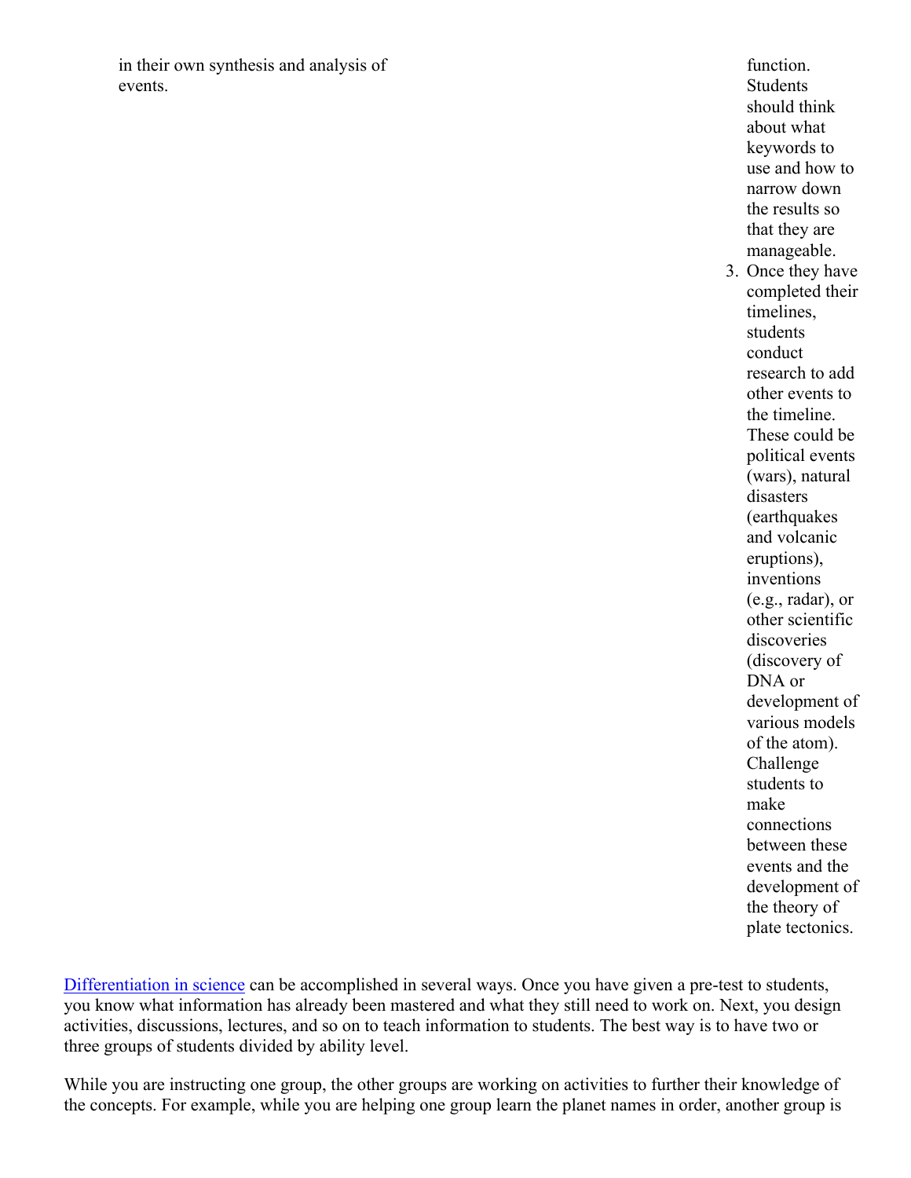in their own synthesis and analysis of events.

function. Students should think about what keywords to use and how to narrow down the results so that they are manageable.

3. Once they have completed their timelines, students conduct research to add other events to the timeline. These could be political events (wars), natural disasters (earthquakes and volcanic eruptions), inventions (e.g., radar), or other scientific discoveries (discovery of DNA or development of various models of the atom). Challenge students to make connections between these events and the development of the theory of plate tectonics.

Differentiation in science can be accomplished in several ways. Once you have given a pre-test to students, you know what information has already been mastered and what they still need to work on. Next, you design activities, discussions, lectures, and so on to teach information to students. The best way is to have two or three groups of students divided by ability level.

While you are instructing one group, the other groups are working on activities to further their knowledge of the concepts. For example, while you are helping one group learn the planet names in order, another group is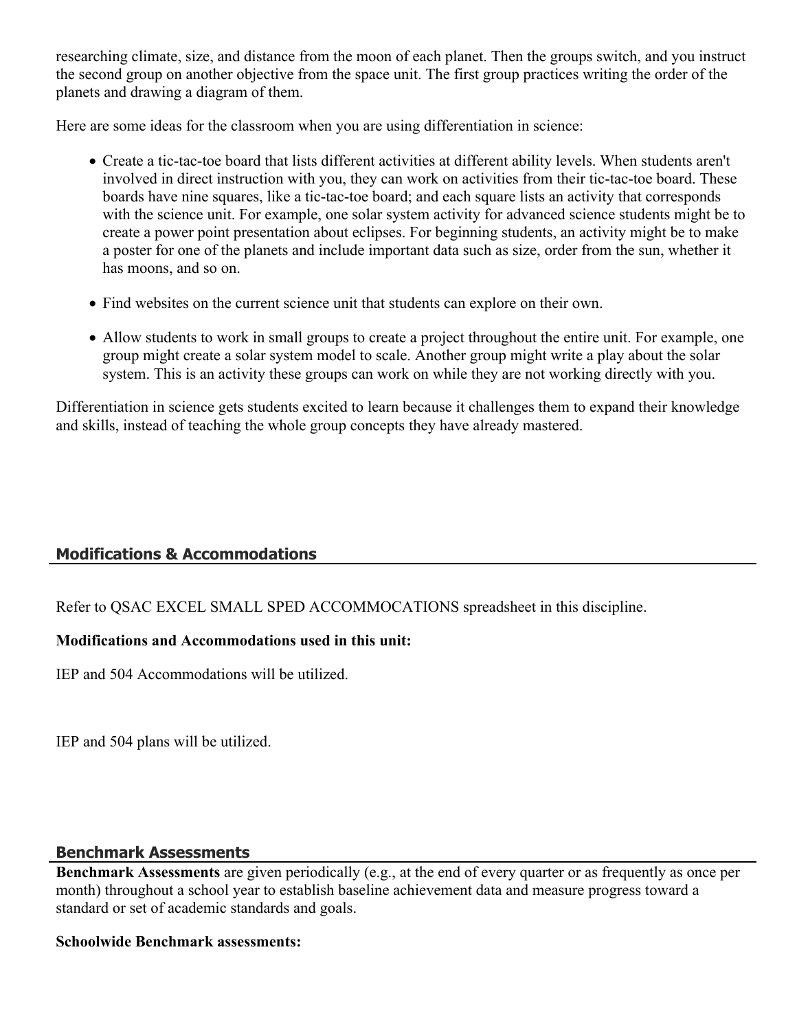researching climate, size, and distance from the moon of each planet. Then the groups switch, and you instruct the second group on another objective from the space unit. The first group practices writing the order of the planets and drawing a diagram of them.

Here are some ideas for the classroom when you are using differentiation in science:

- Create a tic-tac-toe board that lists different activities at different ability levels. When students aren't involved in direct instruction with you, they can work on activities from their tic-tac-toe board. These boards have nine squares, like a tic-tac-toe board; and each square lists an activity that corresponds with the science unit. For example, one solar system activity for advanced science students might be to create a power point presentation about eclipses. For beginning students, an activity might be to make a poster for one of the planets and include important data such as size, order from the sun, whether it has moons, and so on.
- Find websites on the current science unit that students can explore on their own.
- Allow students to work in small groups to create a project throughout the entire unit. For example, one group might create a solar system model to scale. Another group might write a play about the solar system. This is an activity these groups can work on while they are not working directly with you.

Differentiation in science gets students excited to learn because it challenges them to expand their knowledge and skills, instead of teaching the whole group concepts they have already mastered.

## Modifications & Accommodations

Refer to QSAC EXCEL SMALL SPED ACCOMMOCATIONS spreadsheet in this discipline.

**Modifications and Accommodations used in this unit:**

IEP and 504 Accommodations will be utilized.

IEP and 504 plans will be utilized.

## Benchmark Assessments

**Benchmark Assessments** are given periodically (e.g., at the end of every quarter or as frequently as once per month) throughout a school year to establish baseline achievement data and measure progress toward a standard or set of academic standards and goals.

**Schoolwide Benchmark assessments:**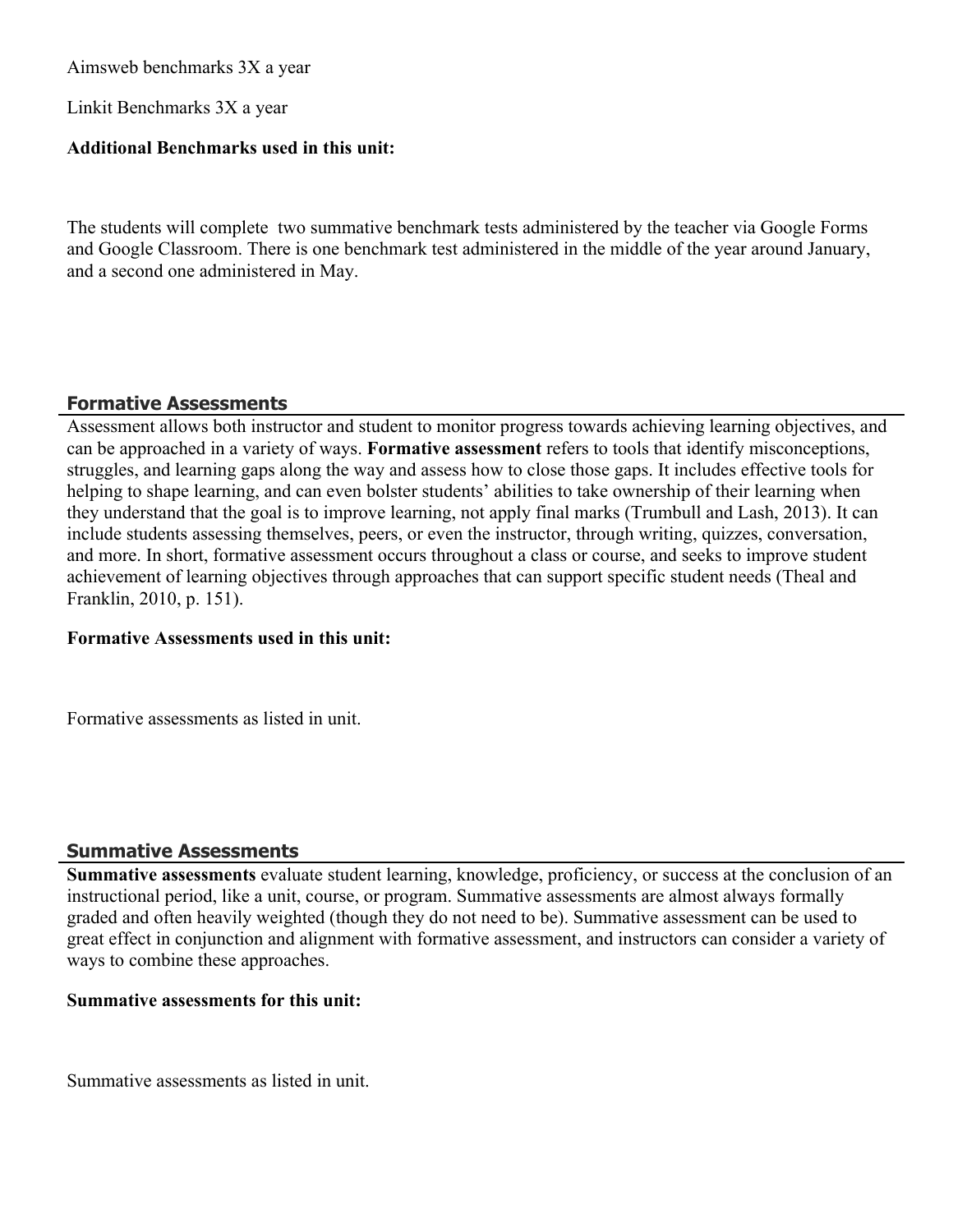Aimsweb benchmarks 3X a year

Linkit Benchmarks 3X a year

**Additional Benchmarks used in this unit:**

The students will complete two summative benchmark tests administered by the teacher via Google Forms and Google Classroom. There is one benchmark test administered in the middle of the year around January, and a second one administered in May.

## Formative Assessments

Assessment allows both instructor and student to monitor progress towards achieving learning objectives, and can be approached in a variety of ways. **Formative assessment** refers to tools that identify misconceptions, struggles, and learning gaps along the way and assess how to close those gaps. It includes effective tools for helping to shape learning, and can even bolster students' abilities to take ownership of their learning when they understand that the goal is to improve learning, not apply final marks (Trumbull and Lash, 2013). It can include students assessing themselves, peers, or even the instructor, through writing, quizzes, conversation, and more. In short, formative assessment occurs throughout a class or course, and seeks to improve student achievement of learning objectives through approaches that can support specific student needs (Theal and Franklin, 2010, p. 151).

**Formative Assessments used in this unit:**

Formative assessments as listed in unit.

## Summative Assessments

**Summative assessments** evaluate student learning, knowledge, proficiency, or success at the conclusion of an instructional period, like a unit, course, or program. Summative assessments are almost always formally graded and often heavily weighted (though they do not need to be). Summative assessment can be used to great effect in conjunction and alignment with formative assessment, and instructors can consider a variety of ways to combine these approaches.

**Summative assessments for this unit:**

Summative assessments as listed in unit.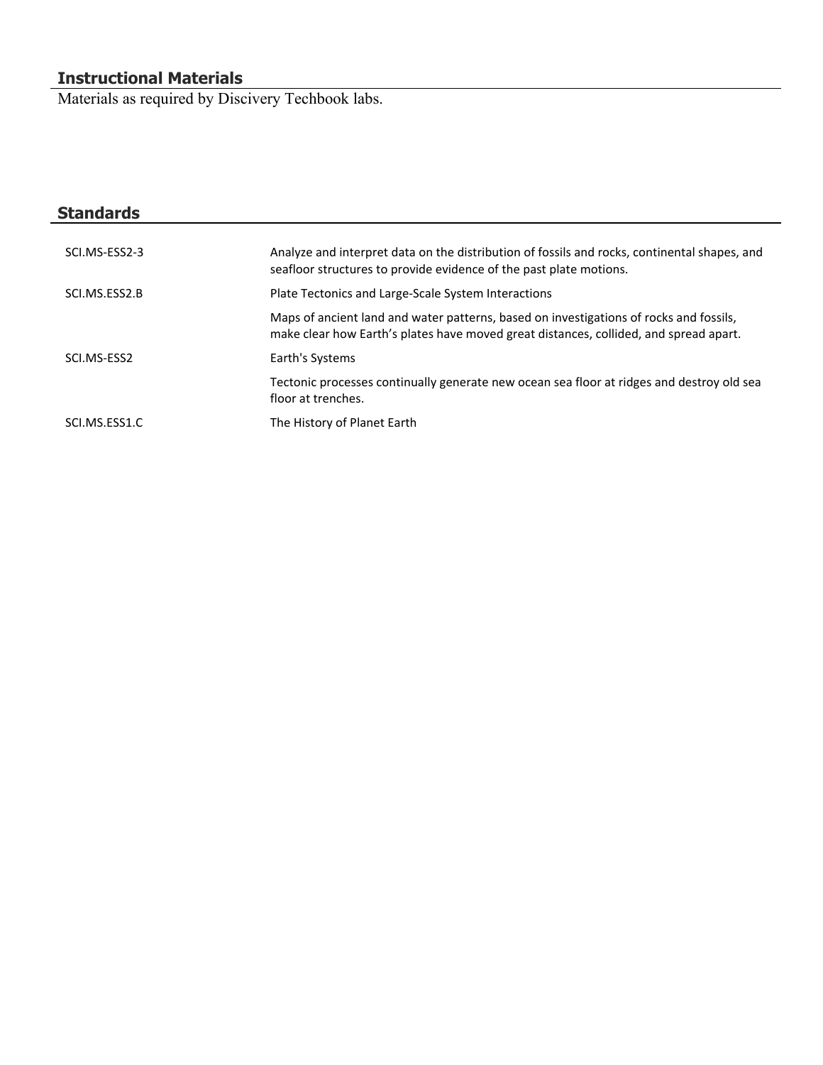## Instructional Materials

Materials as required by Discivery Techbook labs.

## Standards

| | |
|---|---|
| SCI.MS-ESS2-3 | Analyze and interpret data on the distribution of fossils and rocks, continental shapes, and seafloor structures to provide evidence of the past plate motions. |
| SCI.MS.ESS2.B | Plate Tectonics and Large-Scale System Interactions |
| | Maps of ancient land and water patterns, based on investigations of rocks and fossils, make clear how Earth's plates have moved great distances, collided, and spread apart. |
| SCI.MS-ESS2 | Earth's Systems |
| | Tectonic processes continually generate new ocean sea floor at ridges and destroy old sea floor at trenches. |
| SCI.MS.ESS1.C | The History of Planet Earth |